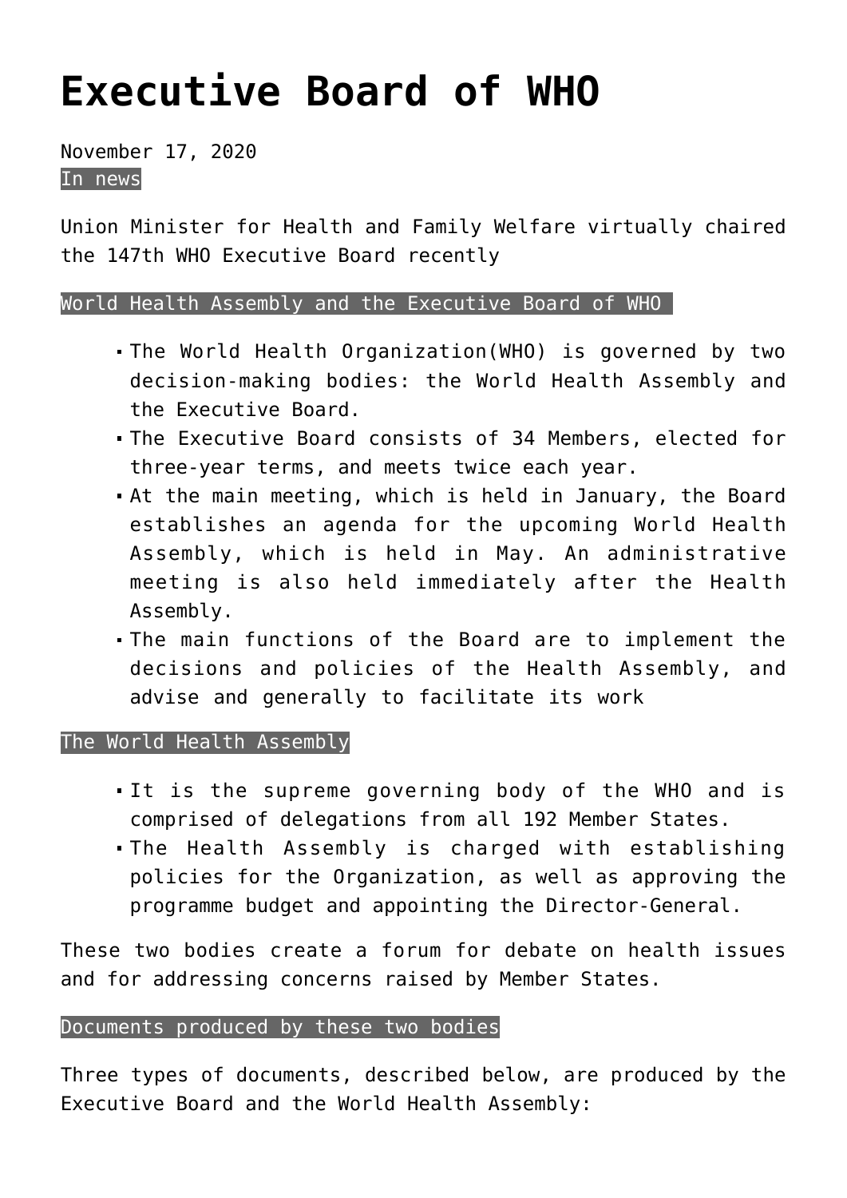# Executive Board of WHO

November 17, 2020

In news

Union Minister for Health and Family Welfare virtually chaired the 147th WHO Executive Board recently

World Health Assembly and the Executive Board of WHO

- The World Health Organization(WHO) is governed by two decision-making bodies: the World Health Assembly and the Executive Board.
- The Executive Board consists of 34 Members, elected for three-year terms, and meets twice each year.
- At the main meeting, which is held in January, the Board establishes an agenda for the upcoming World Health Assembly, which is held in May. An administrative meeting is also held immediately after the Health Assembly.
- The main functions of the Board are to implement the decisions and policies of the Health Assembly, and advise and generally to facilitate its work

The World Health Assembly

- It is the supreme governing body of the WHO and is comprised of delegations from all 192 Member States.
- The Health Assembly is charged with establishing policies for the Organization, as well as approving the programme budget and appointing the Director-General.

These two bodies create a forum for debate on health issues and for addressing concerns raised by Member States.

Documents produced by these two bodies

Three types of documents, described below, are produced by the Executive Board and the World Health Assembly: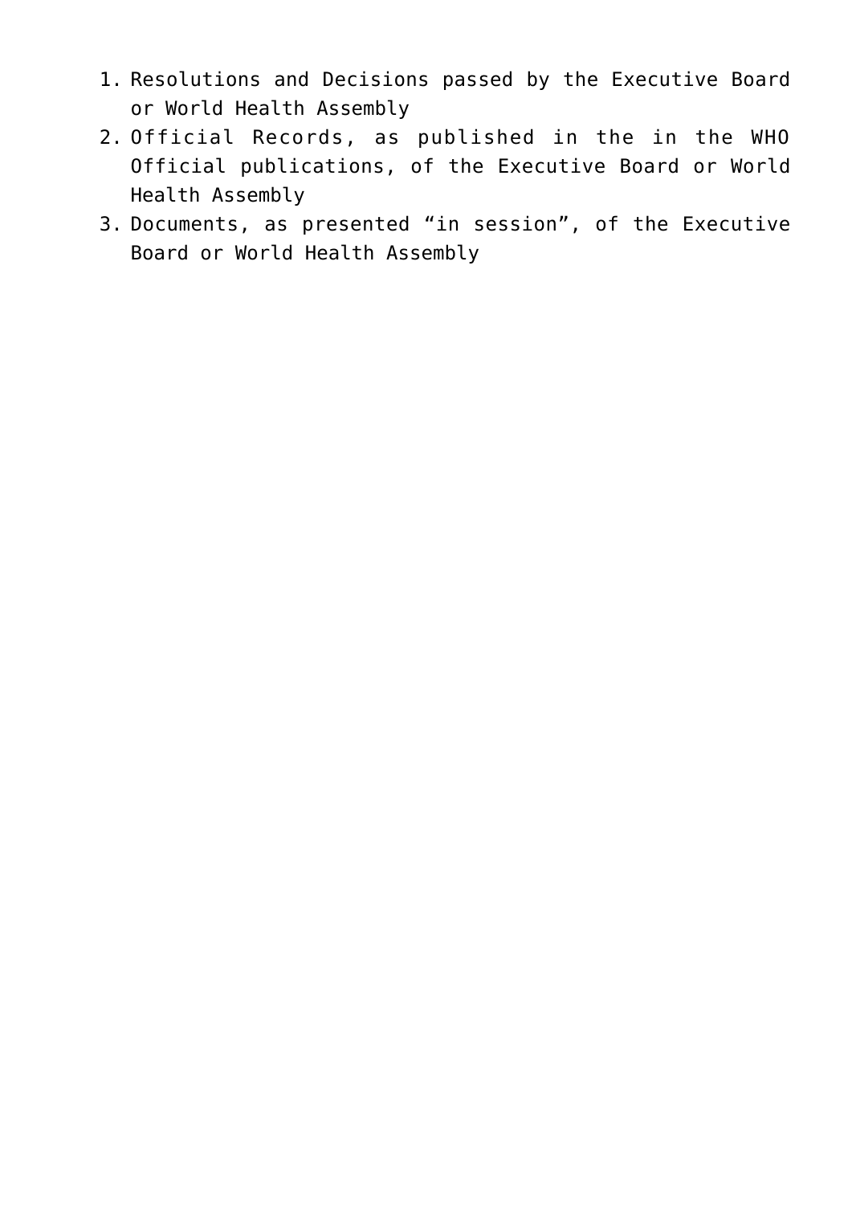1. Resolutions and Decisions passed by the Executive Board or World Health Assembly
2. Official Records, as published in the in the WHO Official publications, of the Executive Board or World Health Assembly
3. Documents, as presented “in session”, of the Executive Board or World Health Assembly